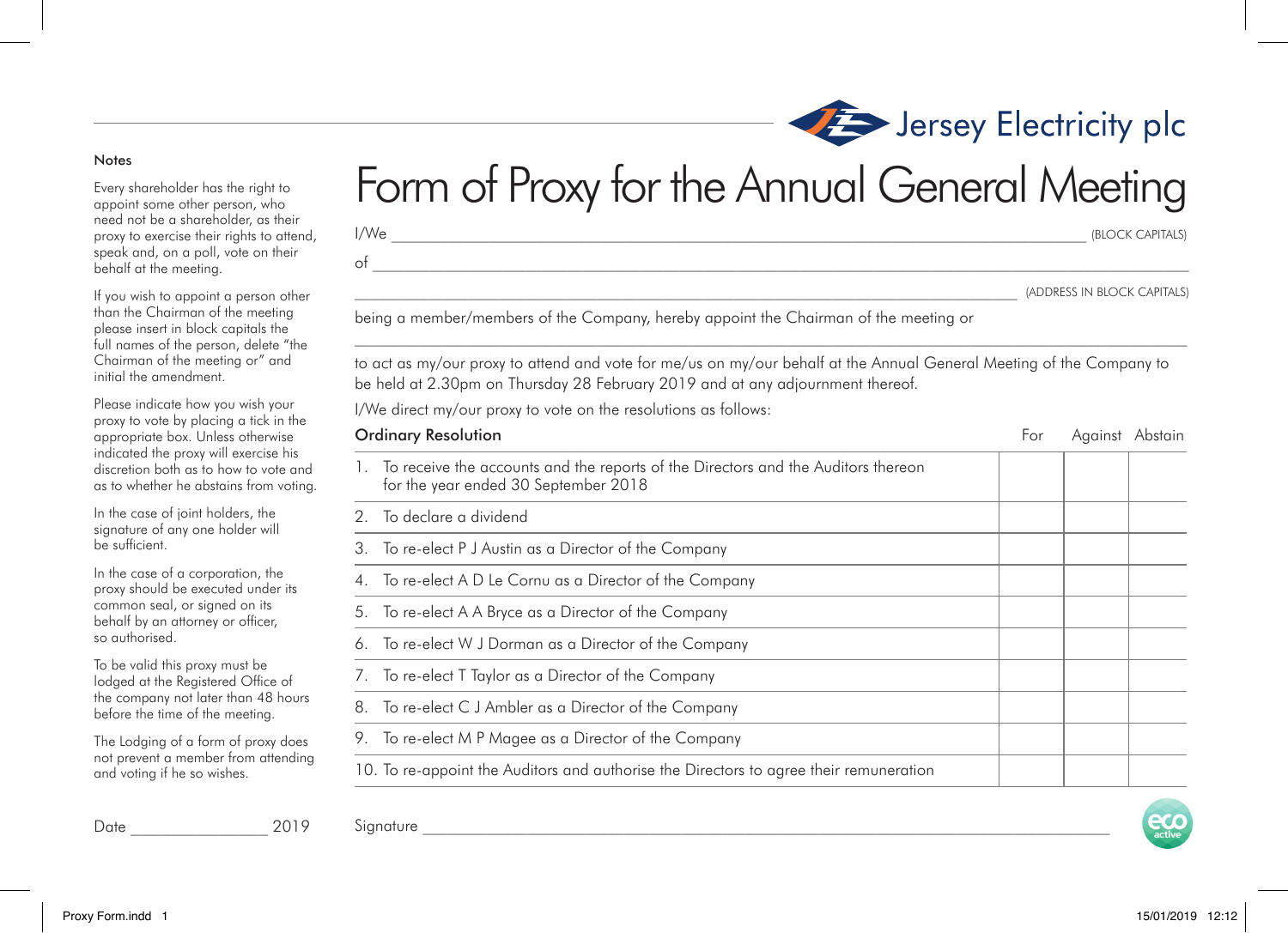Jersey Electricity plc

# Form of Proxy for the Annual General Meeting

I/We ______________________________________________ (BLOCK CAPITALS)

of ______________________________________________

______________________________________________ (ADDRESS IN BLOCK CAPITALS)

being a member/members of the Company, hereby appoint the Chairman of the meeting or

______________________________________________

to act as my/our proxy to attend and vote for me/us on my/our behalf at the Annual General Meeting of the Company to be held at 2.30pm on Thursday 28 February 2019 and at any adjournment thereof.

I/We direct my/our proxy to vote on the resolutions as follows:

| Ordinary Resolution | For | Against | Abstain |
|---|---|---|---|
| 1. To receive the accounts and the reports of the Directors and the Auditors thereon for the year ended 30 September 2018 | | | |
| 2. To declare a dividend | | | |
| 3. To re-elect P J Austin as a Director of the Company | | | |
| 4. To re-elect A D Le Cornu as a Director of the Company | | | |
| 5. To re-elect A A Bryce as a Director of the Company | | | |
| 6. To re-elect W J Dorman as a Director of the Company | | | |
| 7. To re-elect T Taylor as a Director of the Company | | | |
| 8. To re-elect C J Ambler as a Director of the Company | | | |
| 9. To re-elect M P Magee as a Director of the Company | | | |
| 10. To re-appoint the Auditors and authorise the Directors to agree their remuneration | | | |

Signature ______________________________________________

### Notes

Every shareholder has the right to appoint some other person, who need not be a shareholder, as their proxy to exercise their rights to attend, speak and, on a poll, vote on their behalf at the meeting.

If you wish to appoint a person other than the Chairman of the meeting please insert in block capitals the full names of the person, delete "the Chairman of the meeting or" and initial the amendment.

Please indicate how you wish your proxy to vote by placing a tick in the appropriate box. Unless otherwise indicated the proxy will exercise his discretion both as to how to vote and as to whether he abstains from voting.

In the case of joint holders, the signature of any one holder will be sufficient.

In the case of a corporation, the proxy should be executed under its common seal, or signed on its behalf by an attorney or officer, so authorised.

To be valid this proxy must be lodged at the Registered Office of the company not later than 48 hours before the time of the meeting.

The Lodging of a form of proxy does not prevent a member from attending and voting if he so wishes.

Date ________________ 2019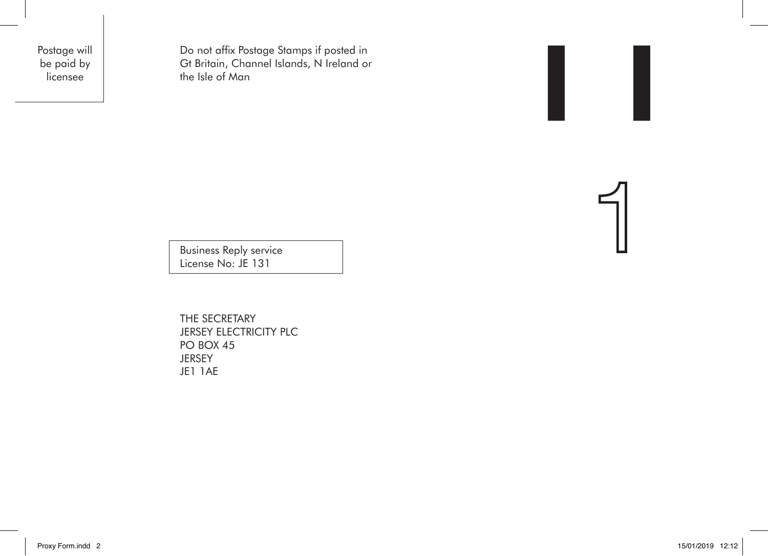Postage will be paid by licensee

Do not affix Postage Stamps if posted in Gt Britain, Channel Islands, N Ireland or the Isle of Man

1

Business Reply service
License No: JE 131

THE SECRETARY
JERSEY ELECTRICITY PLC
PO BOX 45
JERSEY
JE1 1AE